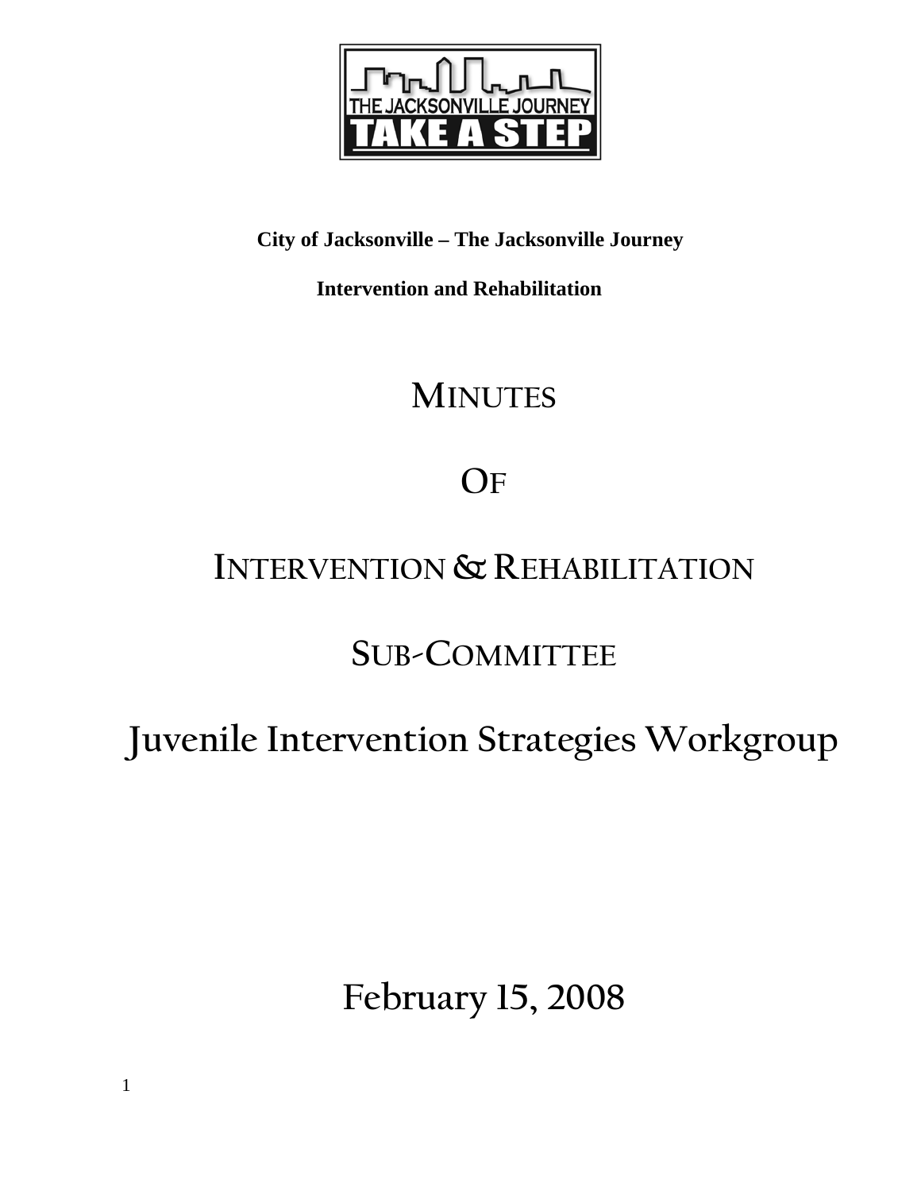THE JACKSONVILLE JOURNEY
TAKE A STEP

**City of Jacksonville – The Jacksonville Journey**

**Intervention and Rehabilitation**

# MINUTES

# OF

# INTERVENTION & REHABILITATION

# SUB-COMMITTEE

# Juvenile Intervention Strategies Workgroup

## February 15, 2008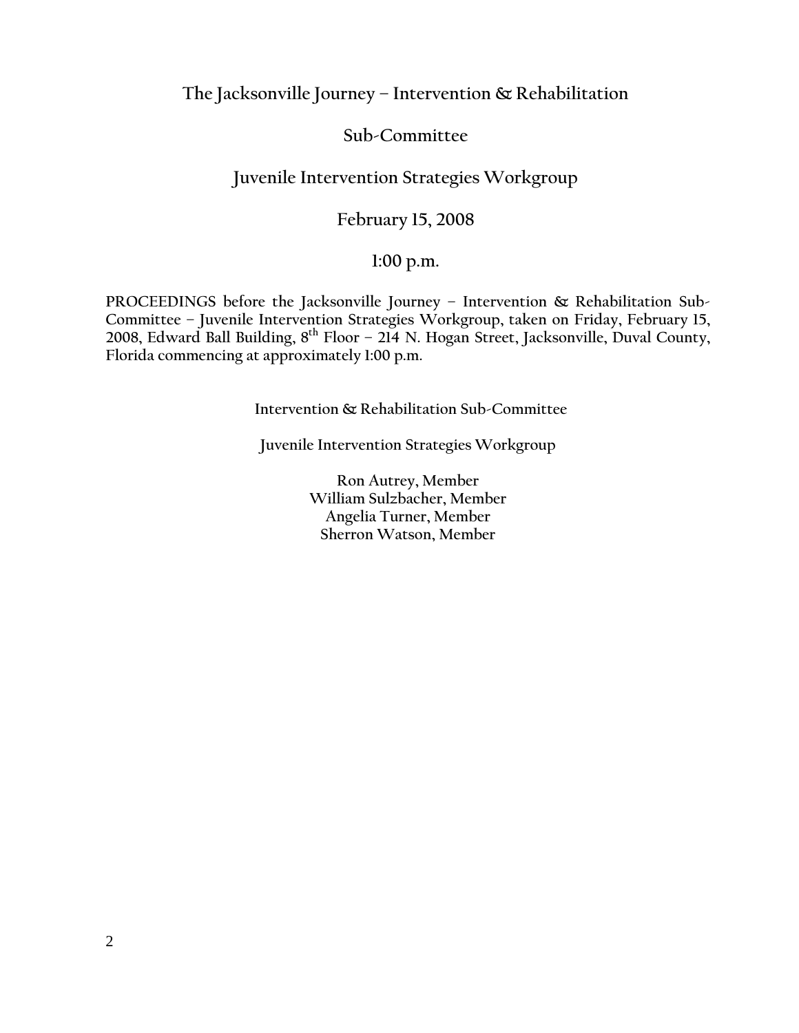# The Jacksonville Journey – Intervention & Rehabilitation

## Sub-Committee

## Juvenile Intervention Strategies Workgroup

## February 15, 2008

## 1:00 p.m.

**PROCEEDINGS before the Jacksonville Journey – Intervention & Rehabilitation Sub-Committee – Juvenile Intervention Strategies Workgroup, taken on Friday, February 15, 2008, Edward Ball Building, 8th Floor – 214 N. Hogan Street, Jacksonville, Duval County, Florida commencing at approximately 1:00 p.m.**

**Intervention & Rehabilitation Sub-Committee**

**Juvenile Intervention Strategies Workgroup**

**Ron Autrey, Member**
**William Sulzbacher, Member**
**Angelia Turner, Member**
**Sherron Watson, Member**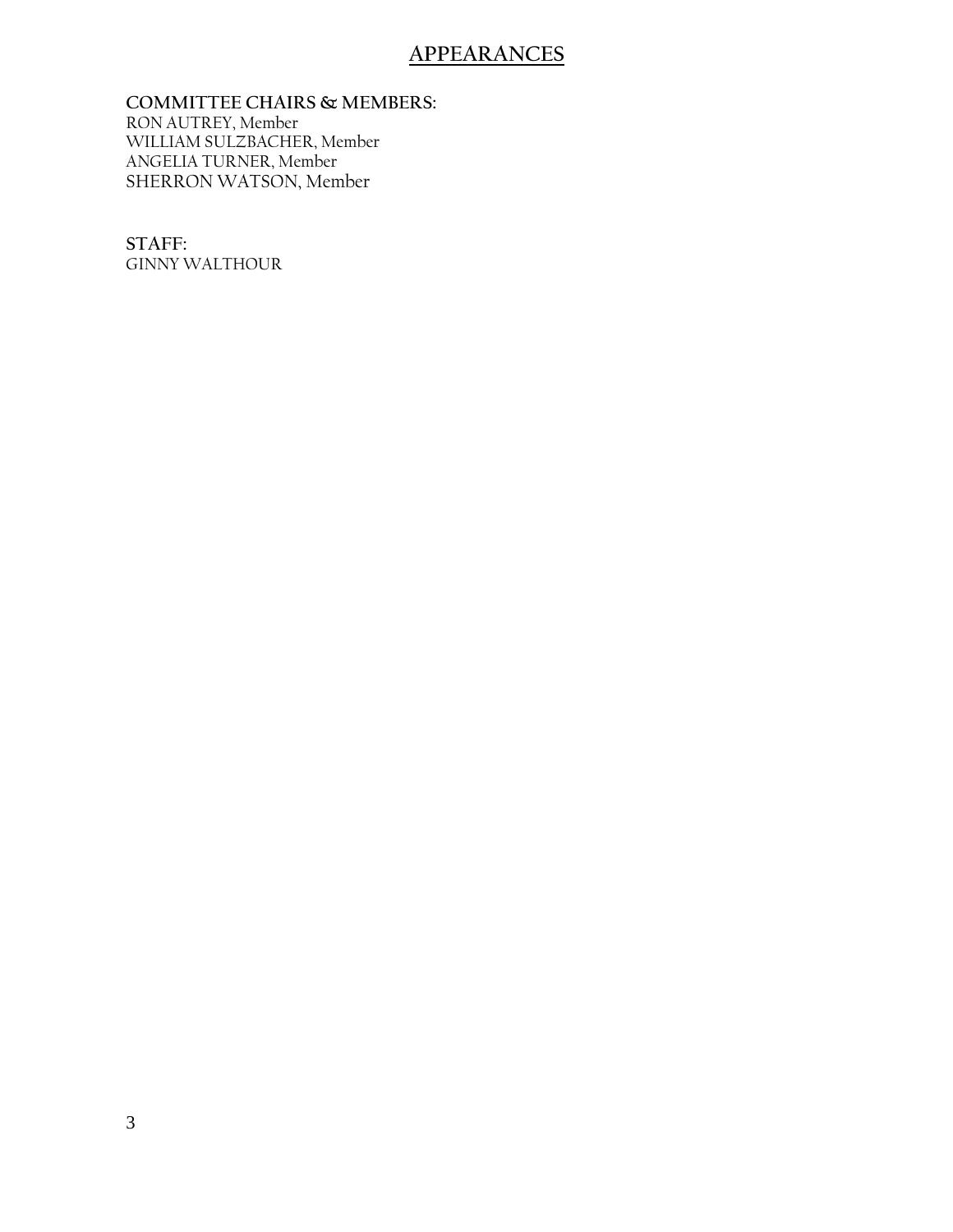# APPEARANCES

**COMMITTEE CHAIRS & MEMBERS:**
RON AUTREY, Member
WILLIAM SULZBACHER, Member
ANGELIA TURNER, Member
SHERRON WATSON, Member

**STAFF:**
GINNY WALTHOUR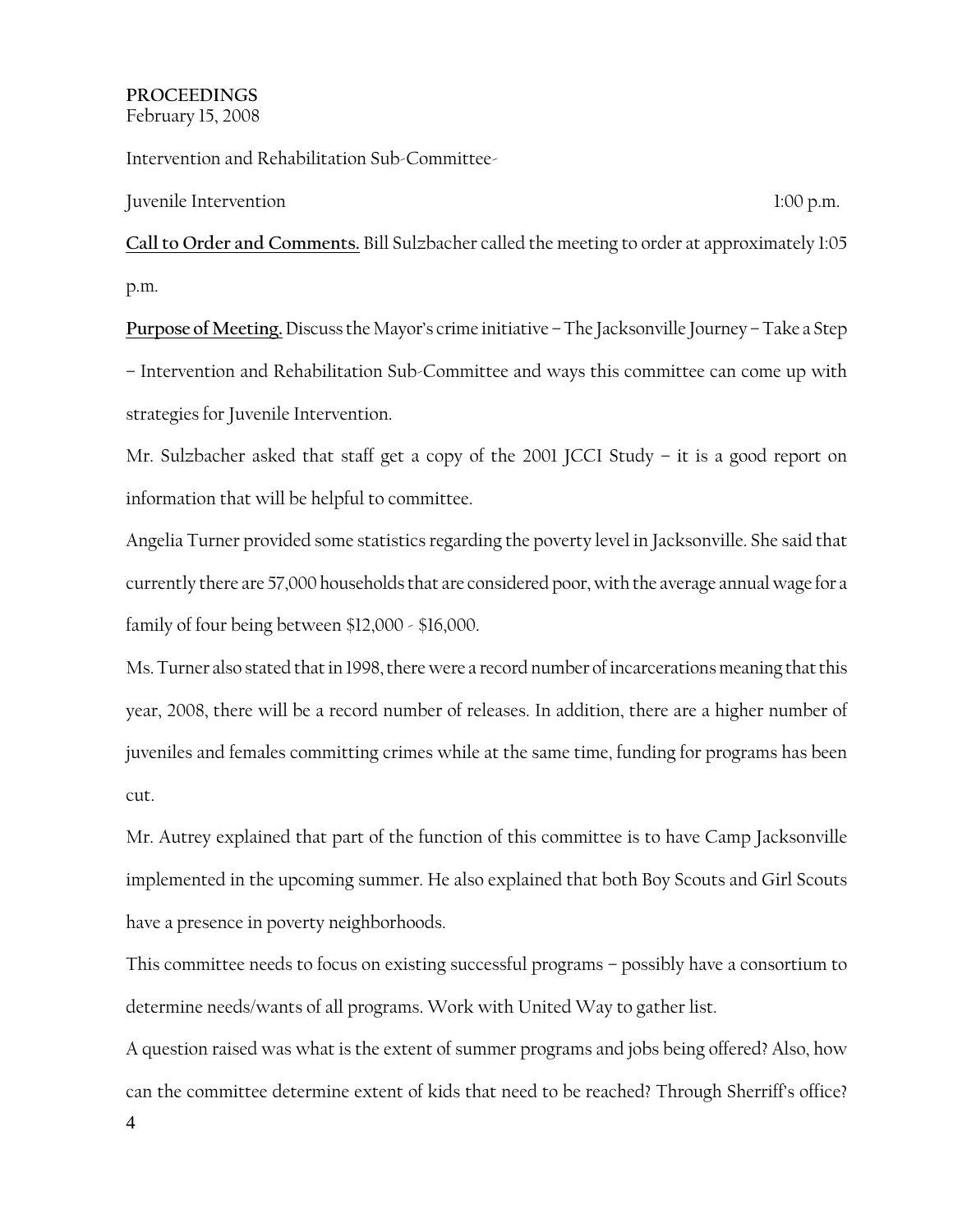**PROCEEDINGS**
February 15, 2008

Intervention and Rehabilitation Sub-Committee-

Juvenile Intervention 1:00 p.m.

**Call to Order and Comments.** Bill Sulzbacher called the meeting to order at approximately 1:05 p.m.

**Purpose of Meeting.** Discuss the Mayor's crime initiative – The Jacksonville Journey – Take a Step – Intervention and Rehabilitation Sub-Committee and ways this committee can come up with strategies for Juvenile Intervention.

Mr. Sulzbacher asked that staff get a copy of the 2001 JCCI Study – it is a good report on information that will be helpful to committee.

Angelia Turner provided some statistics regarding the poverty level in Jacksonville. She said that currently there are 57,000 households that are considered poor, with the average annual wage for a family of four being between $12,000 - $16,000.

Ms. Turner also stated that in 1998, there were a record number of incarcerations meaning that this year, 2008, there will be a record number of releases. In addition, there are a higher number of juveniles and females committing crimes while at the same time, funding for programs has been cut.

Mr. Autrey explained that part of the function of this committee is to have Camp Jacksonville implemented in the upcoming summer. He also explained that both Boy Scouts and Girl Scouts have a presence in poverty neighborhoods.

This committee needs to focus on existing successful programs – possibly have a consortium to determine needs/wants of all programs. Work with United Way to gather list.

A question raised was what is the extent of summer programs and jobs being offered? Also, how can the committee determine extent of kids that need to be reached? Through Sherriff's office?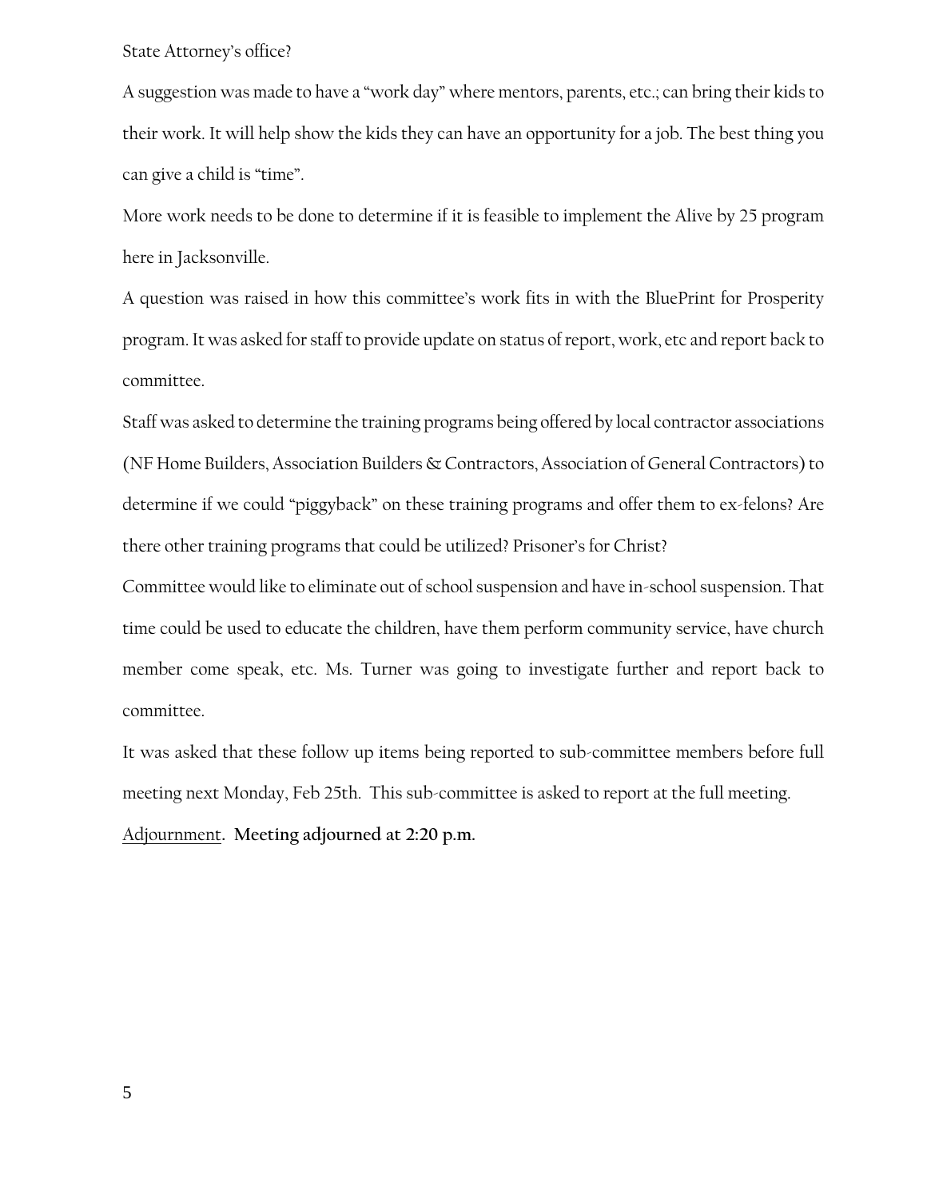State Attorney's office?

A suggestion was made to have a "work day" where mentors, parents, etc.; can bring their kids to their work. It will help show the kids they can have an opportunity for a job. The best thing you can give a child is "time".

More work needs to be done to determine if it is feasible to implement the Alive by 25 program here in Jacksonville.

A question was raised in how this committee's work fits in with the BluePrint for Prosperity program. It was asked for staff to provide update on status of report, work, etc and report back to committee.

Staff was asked to determine the training programs being offered by local contractor associations (NF Home Builders, Association Builders & Contractors, Association of General Contractors) to determine if we could "piggyback" on these training programs and offer them to ex-felons? Are there other training programs that could be utilized? Prisoner's for Christ?

Committee would like to eliminate out of school suspension and have in-school suspension. That time could be used to educate the children, have them perform community service, have church member come speak, etc. Ms. Turner was going to investigate further and report back to committee.

It was asked that these follow up items being reported to sub-committee members before full meeting next Monday, Feb 25th. This sub-committee is asked to report at the full meeting.

Adjournment. **Meeting adjourned at 2:20 p.m.**